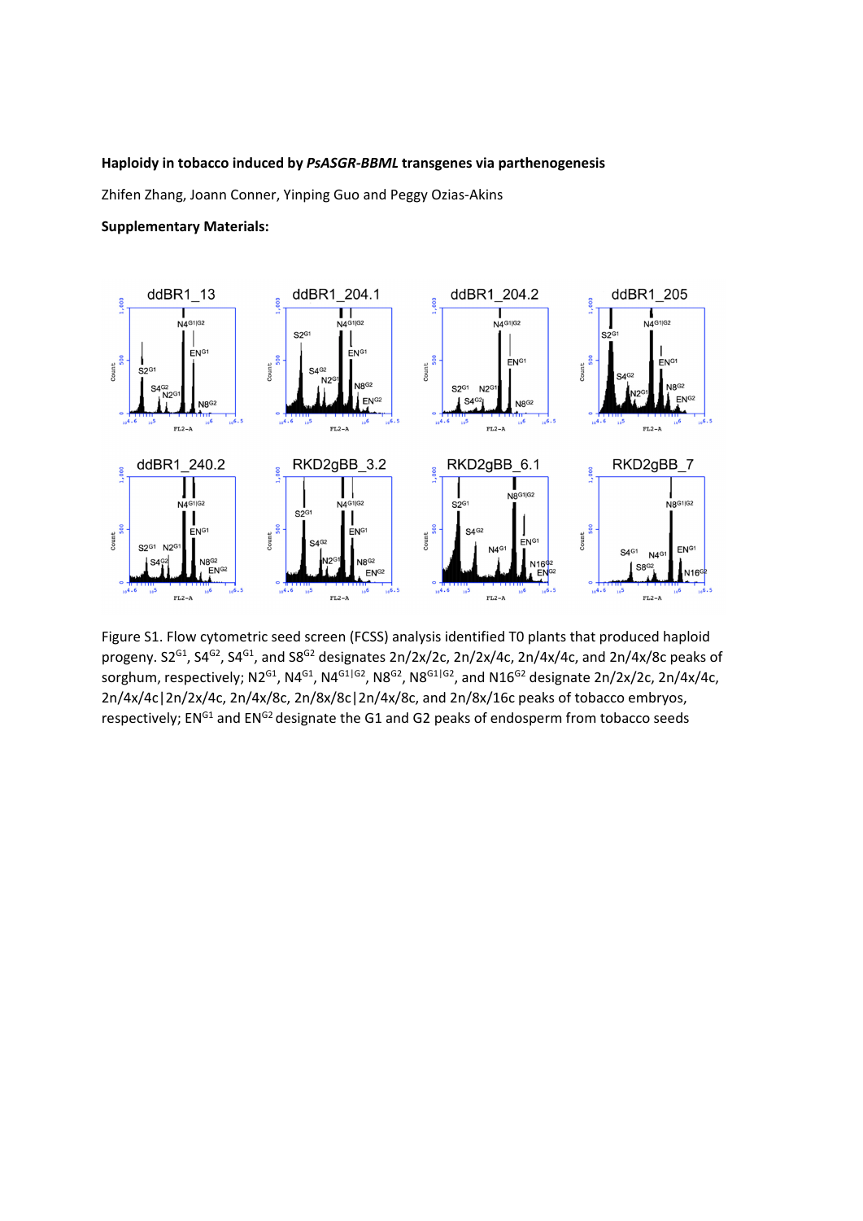**Haploidy in tobacco induced by *PsASGR-BBML* transgenes via parthenogenesis**

Zhifen Zhang, Joann Conner, Yinping Guo and Peggy Ozias-Akins

**Supplementary Materials:**

Figure S1. Flow cytometric seed screen (FCSS) analysis identified T0 plants that produced haploid progeny. $S2^{G1}$, $S4^{G2}$, $S4^{G1}$, and $S8^{G2}$ designates 2n/2x/2c, 2n/2x/4c, 2n/4x/4c, and 2n/4x/8c peaks of sorghum, respectively; $N2^{G1}$, $N4^{G1}$, $N4^{G1|G2}$, $N8^{G2}$, $N8^{G1|G2}$, and $N16^{G2}$ designate 2n/2x/2c, 2n/4x/4c, 2n/4x/4c|2n/2x/4c, 2n/4x/8c, 2n/8x/8c|2n/4x/8c, and 2n/8x/16c peaks of tobacco embryos, respectively; $EN^{G1}$ and $EN^{G2}$ designate the G1 and G2 peaks of endosperm from tobacco seeds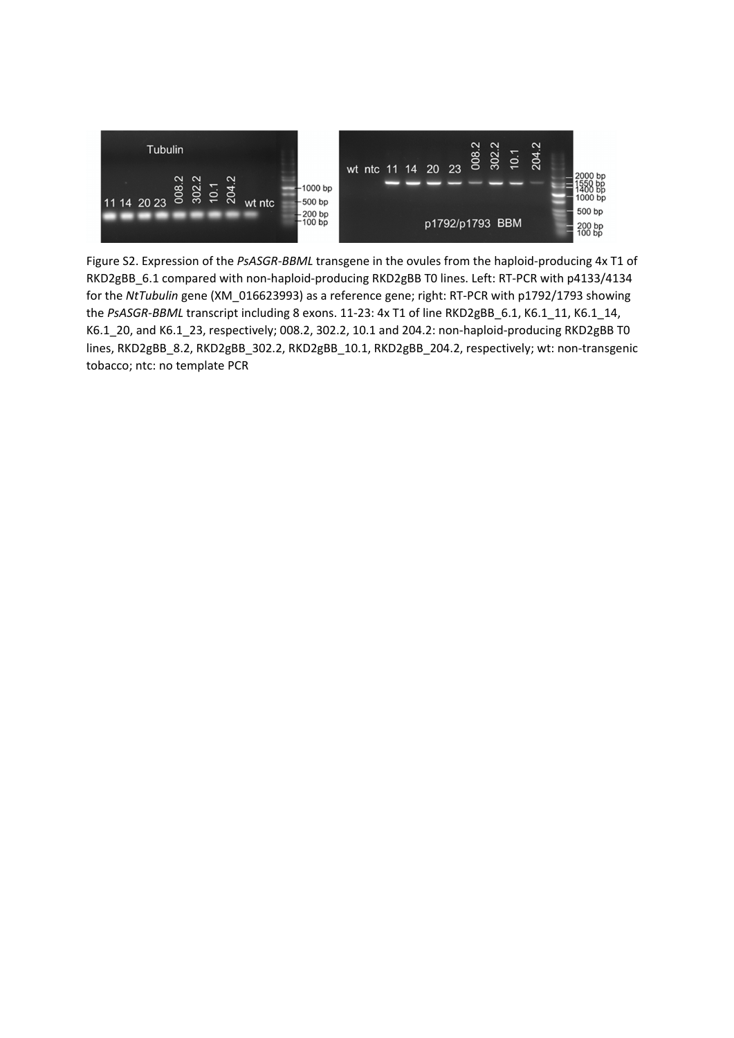Figure S2. Expression of the *PsASGR-BBML* transgene in the ovules from the haploid-producing 4x T1 of RKD2gBB_6.1 compared with non-haploid-producing RKD2gBB T0 lines. Left: RT-PCR with p4133/4134 for the *NtTubulin* gene (XM_016623993) as a reference gene; right: RT-PCR with p1792/1793 showing the *PsASGR-BBML* transcript including 8 exons. 11-23: 4x T1 of line RKD2gBB_6.1, K6.1_11, K6.1_14, K6.1_20, and K6.1_23, respectively; 008.2, 302.2, 10.1 and 204.2: non-haploid-producing RKD2gBB T0 lines, RKD2gBB_8.2, RKD2gBB_302.2, RKD2gBB_10.1, RKD2gBB_204.2, respectively; wt: non-transgenic tobacco; ntc: no template PCR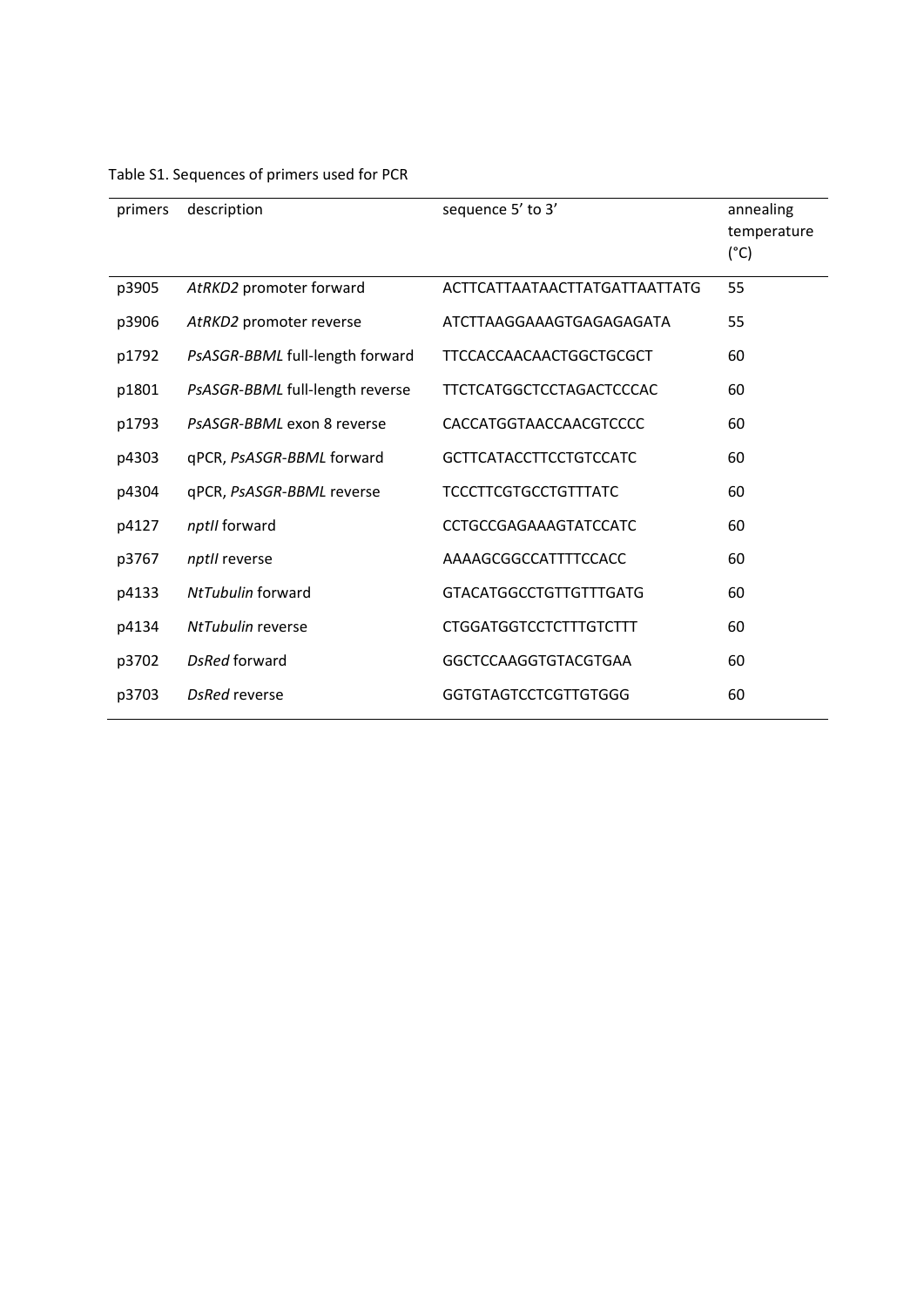Table S1. Sequences of primers used for PCR

| primers | description | sequence 5' to 3' | annealing temperature (°C) |
|---|---|---|---|
| p3905 | *AtRKD2* promoter forward | ACTTCATTAATAACTTATGATTAATTATG | 55 |
| p3906 | *AtRKD2* promoter reverse | ATCTTAAGGAAAGTGAGAGAGATA | 55 |
| p1792 | *PsASGR-BBML* full-length forward | TTCCACCAACAACTGGCTGCGCT | 60 |
| p1801 | *PsASGR-BBML* full-length reverse | TTCTCATGGCTCCTAGACTCCCAC | 60 |
| p1793 | *PsASGR-BBML* exon 8 reverse | CACCATGGTAACCAACGTCCCC | 60 |
| p4303 | qPCR, *PsASGR-BBML* forward | GCTTCATACCTTCCTGTCCATC | 60 |
| p4304 | qPCR, *PsASGR-BBML* reverse | TCCCTTCGTGCCTGTTTATC | 60 |
| p4127 | *nptII* forward | CCTGCCGAGAAAGTATCCATC | 60 |
| p3767 | *nptII* reverse | AAAAGCGGCCATTTTCCACC | 60 |
| p4133 | *NtTubulin* forward | GTACATGGCCTGTTGTTTGATG | 60 |
| p4134 | *NtTubulin* reverse | CTGGATGGTCCTCTTTGTCTTT | 60 |
| p3702 | *DsRed* forward | GGCTCCAAGGTGTACGTGAA | 60 |
| p3703 | *DsRed* reverse | GGTGTAGTCCTCGTTGTGGG | 60 |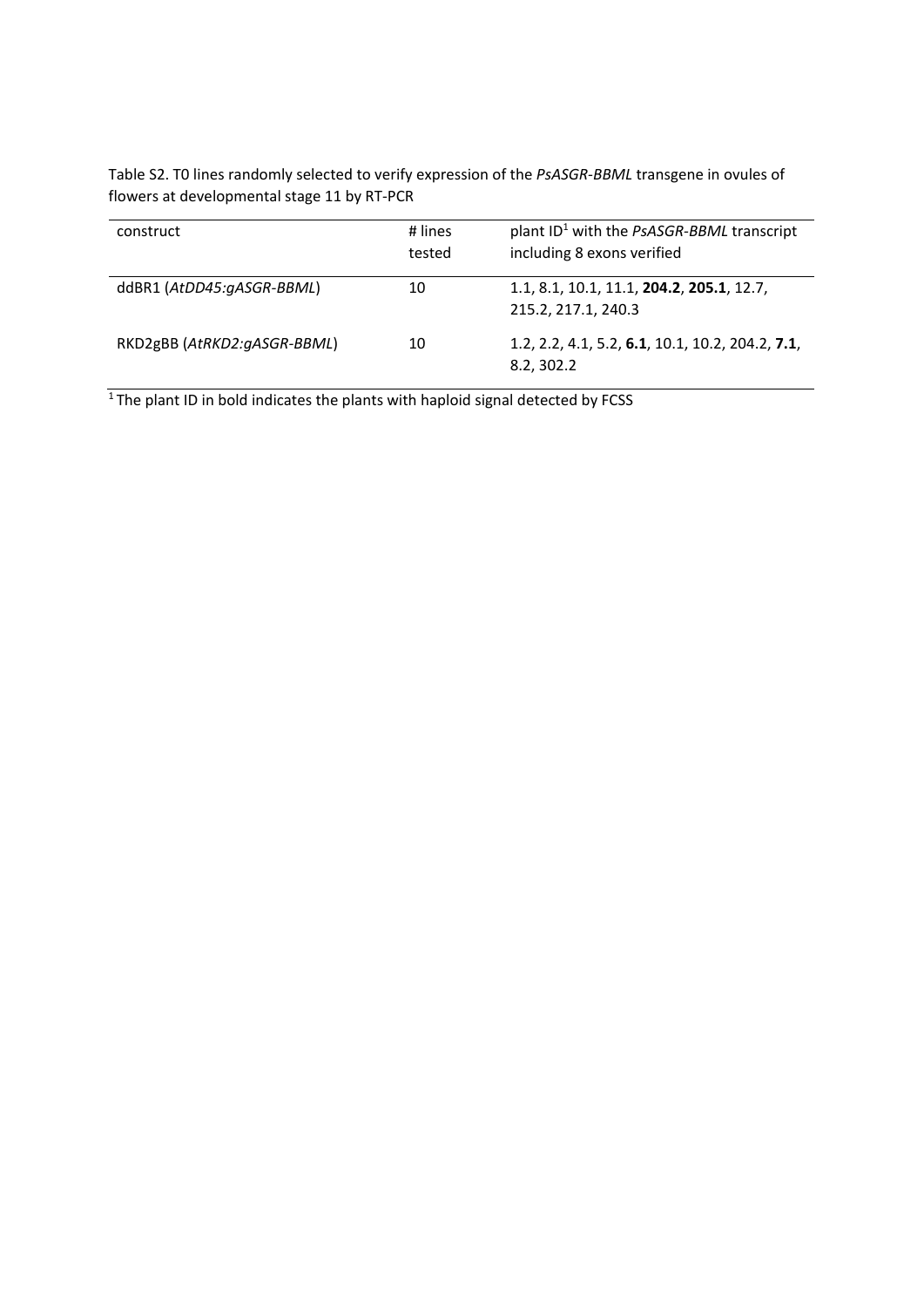Table S2. T0 lines randomly selected to verify expression of the *PsASGR-BBML* transgene in ovules of flowers at developmental stage 11 by RT-PCR

| construct | # lines tested | plant ID[1] with the *PsASGR-BBML* transcript including 8 exons verified |
|---|---|---|
| ddBR1 (*AtDD45:gASGR-BBML*) | 10 | 1.1, 8.1, 10.1, 11.1, **204.2**, **205.1**, 12.7, 215.2, 217.1, 240.3 |
| RKD2gBB (*AtRKD2:gASGR-BBML*) | 10 | 1.2, 2.2, 4.1, 5.2, **6.1**, 10.1, 10.2, 204.2, **7.1**, 8.2, 302.2 |

[1] The plant ID in bold indicates the plants with haploid signal detected by FCSS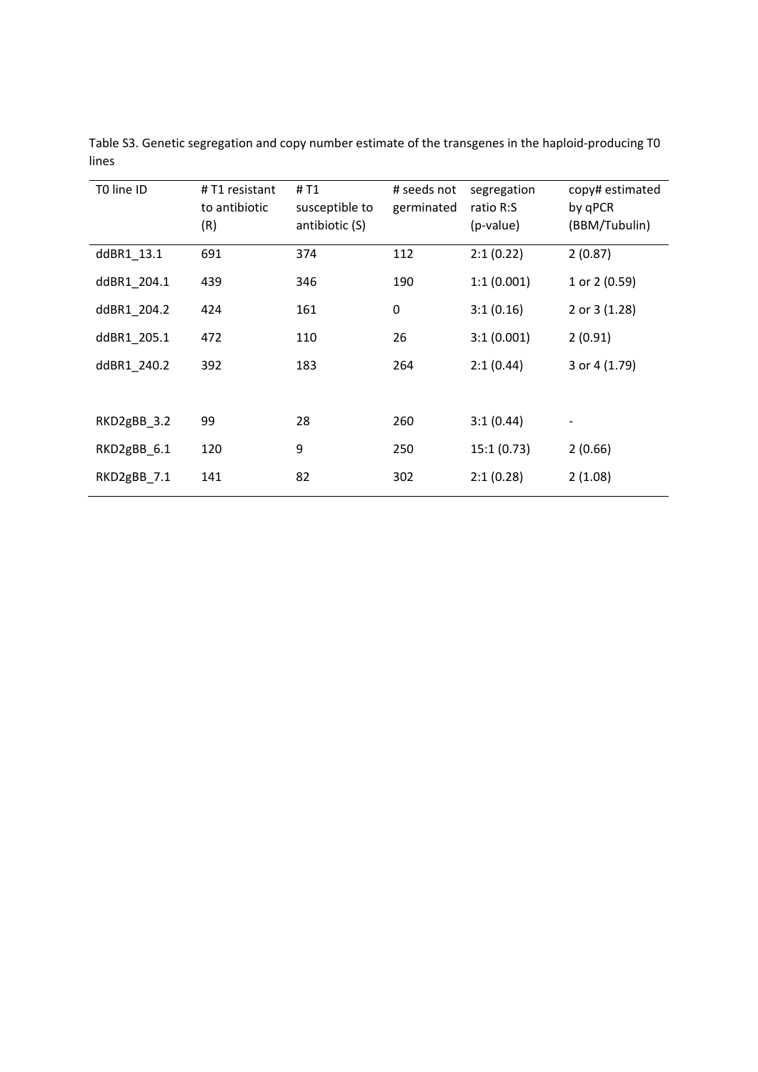Table S3. Genetic segregation and copy number estimate of the transgenes in the haploid-producing T0 lines

| T0 line ID | # T1 resistant to antibiotic (R) | # T1 susceptible to antibiotic (S) | # seeds not germinated | segregation ratio R:S (p-value) | copy# estimated by qPCR (BBM/Tubulin) |
|---|---|---|---|---|---|
| ddBR1_13.1 | 691 | 374 | 112 | 2:1 (0.22) | 2 (0.87) |
| ddBR1_204.1 | 439 | 346 | 190 | 1:1 (0.001) | 1 or 2 (0.59) |
| ddBR1_204.2 | 424 | 161 | 0 | 3:1 (0.16) | 2 or 3 (1.28) |
| ddBR1_205.1 | 472 | 110 | 26 | 3:1 (0.001) | 2 (0.91) |
| ddBR1_240.2 | 392 | 183 | 264 | 2:1 (0.44) | 3 or 4 (1.79) |
| | | | | | |
| RKD2gBB_3.2 | 99 | 28 | 260 | 3:1 (0.44) | - |
| RKD2gBB_6.1 | 120 | 9 | 250 | 15:1 (0.73) | 2 (0.66) |
| RKD2gBB_7.1 | 141 | 82 | 302 | 2:1 (0.28) | 2 (1.08) |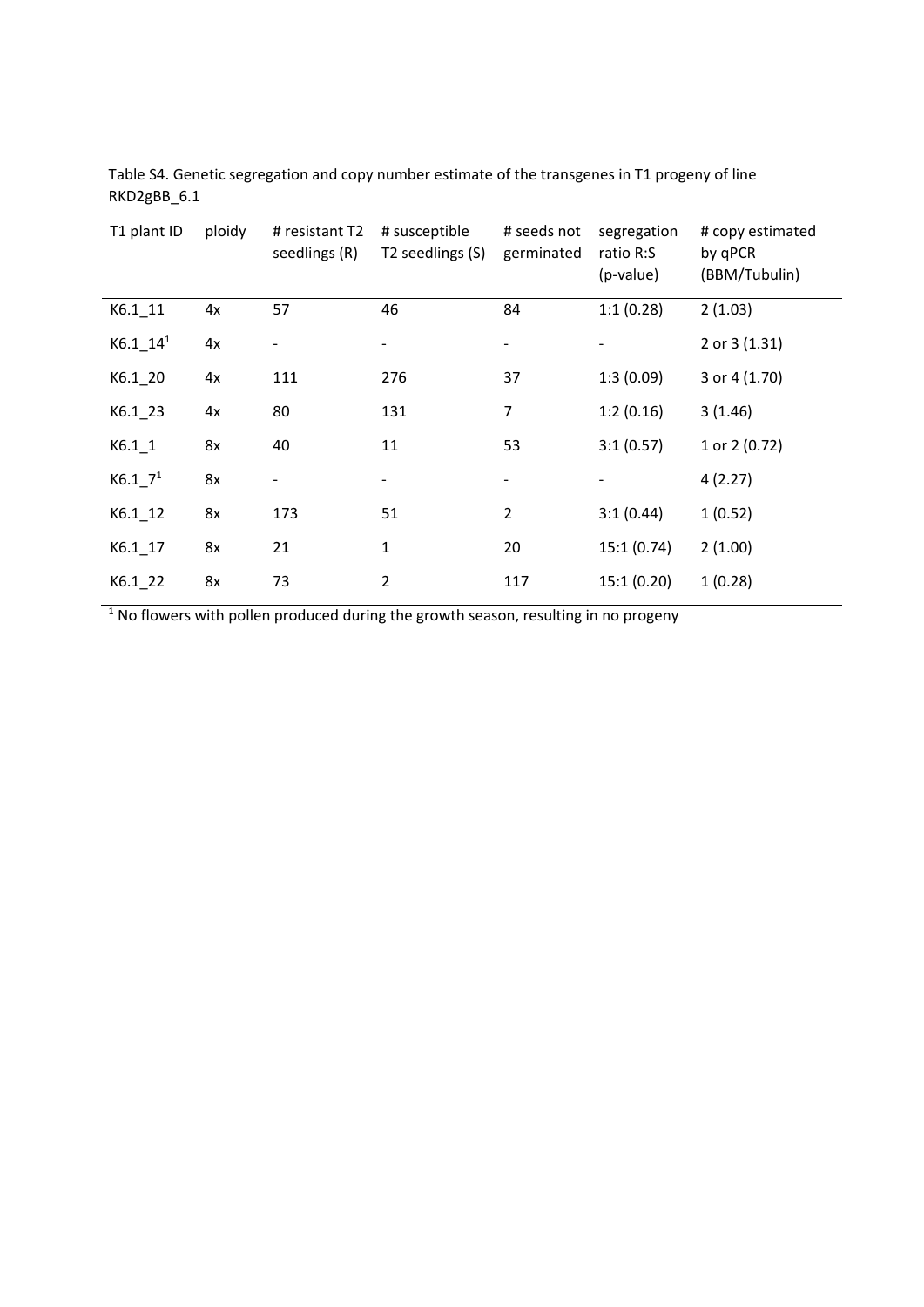Table S4. Genetic segregation and copy number estimate of the transgenes in T1 progeny of line RKD2gBB_6.1

| T1 plant ID | ploidy | # resistant T2 seedlings (R) | # susceptible T2 seedlings (S) | # seeds not germinated | segregation ratio R:S (p-value) | # copy estimated by qPCR (BBM/Tubulin) |
|---|---|---|---|---|---|---|
| K6.1_11 | 4x | 57 | 46 | 84 | 1:1 (0.28) | 2 (1.03) |
| K6.1_14[1] | 4x | - | - | - | - | 2 or 3 (1.31) |
| K6.1_20 | 4x | 111 | 276 | 37 | 1:3 (0.09) | 3 or 4 (1.70) |
| K6.1_23 | 4x | 80 | 131 | 7 | 1:2 (0.16) | 3 (1.46) |
| K6.1_1 | 8x | 40 | 11 | 53 | 3:1 (0.57) | 1 or 2 (0.72) |
| K6.1_7[1] | 8x | - | - | - | - | 4 (2.27) |
| K6.1_12 | 8x | 173 | 51 | 2 | 3:1 (0.44) | 1 (0.52) |
| K6.1_17 | 8x | 21 | 1 | 20 | 15:1 (0.74) | 2 (1.00) |
| K6.1_22 | 8x | 73 | 2 | 117 | 15:1 (0.20) | 1 (0.28) |

[1] No flowers with pollen produced during the growth season, resulting in no progeny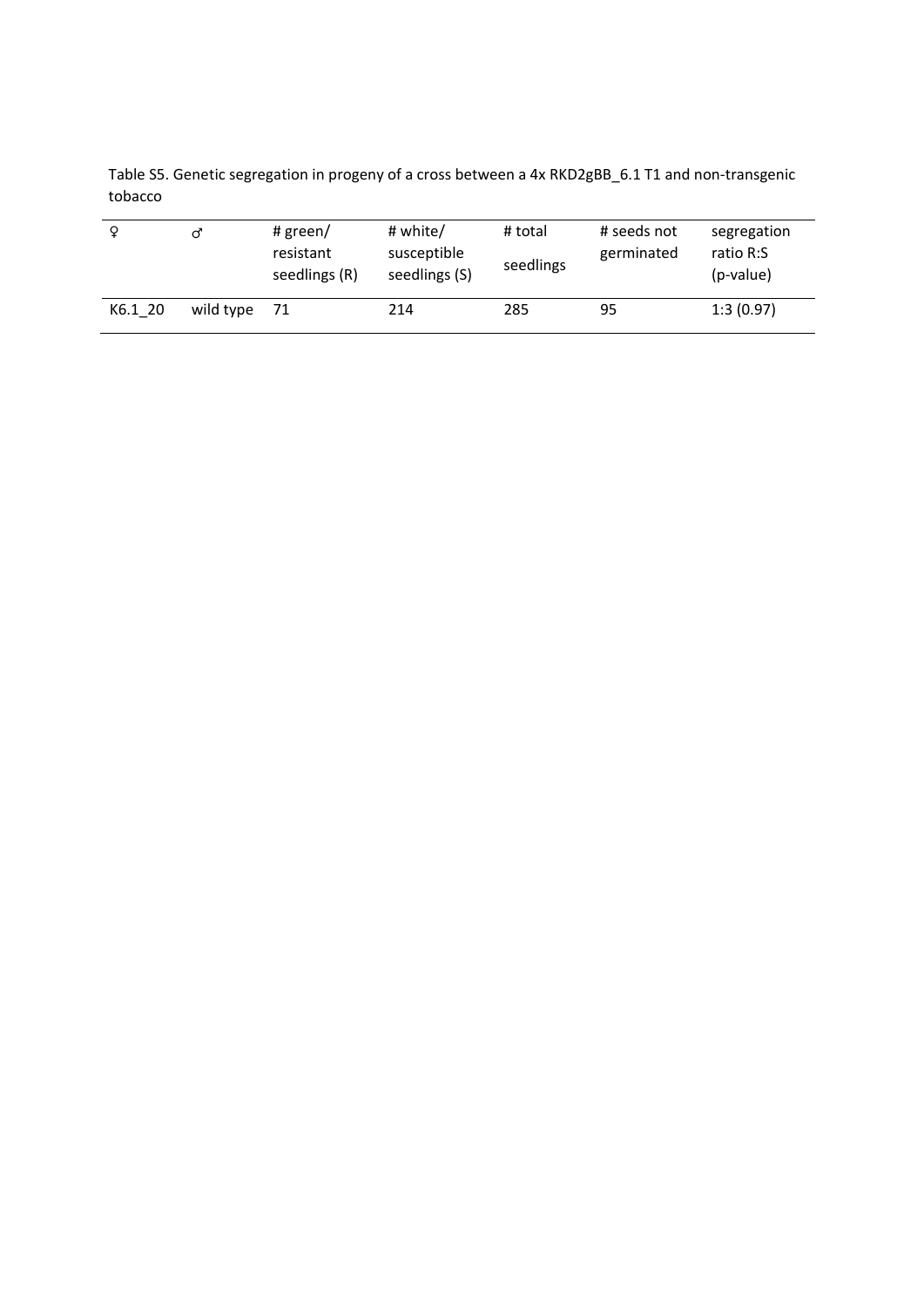Table S5. Genetic segregation in progeny of a cross between a 4x RKD2gBB_6.1 T1 and non-transgenic tobacco

| ♀ | ♂ | # green/ resistant seedlings (R) | # white/ susceptible seedlings (S) | # total seedlings | # seeds not germinated | segregation ratio R:S (p-value) |
|---|---|---|---|---|---|---|
| K6.1_20 | wild type | 71 | 214 | 285 | 95 | 1:3 (0.97) |